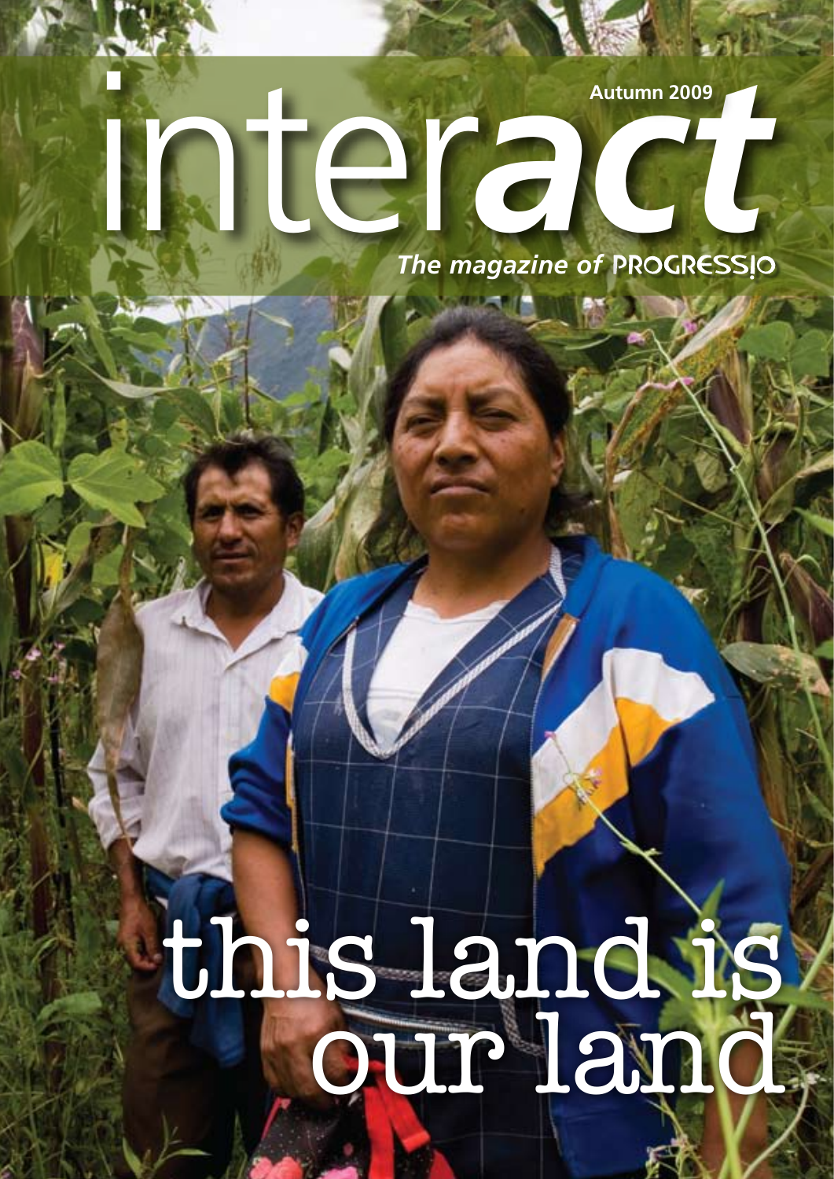# interact

Autumn 2009

*The magazine of* PROGRESSIO

## this land is our land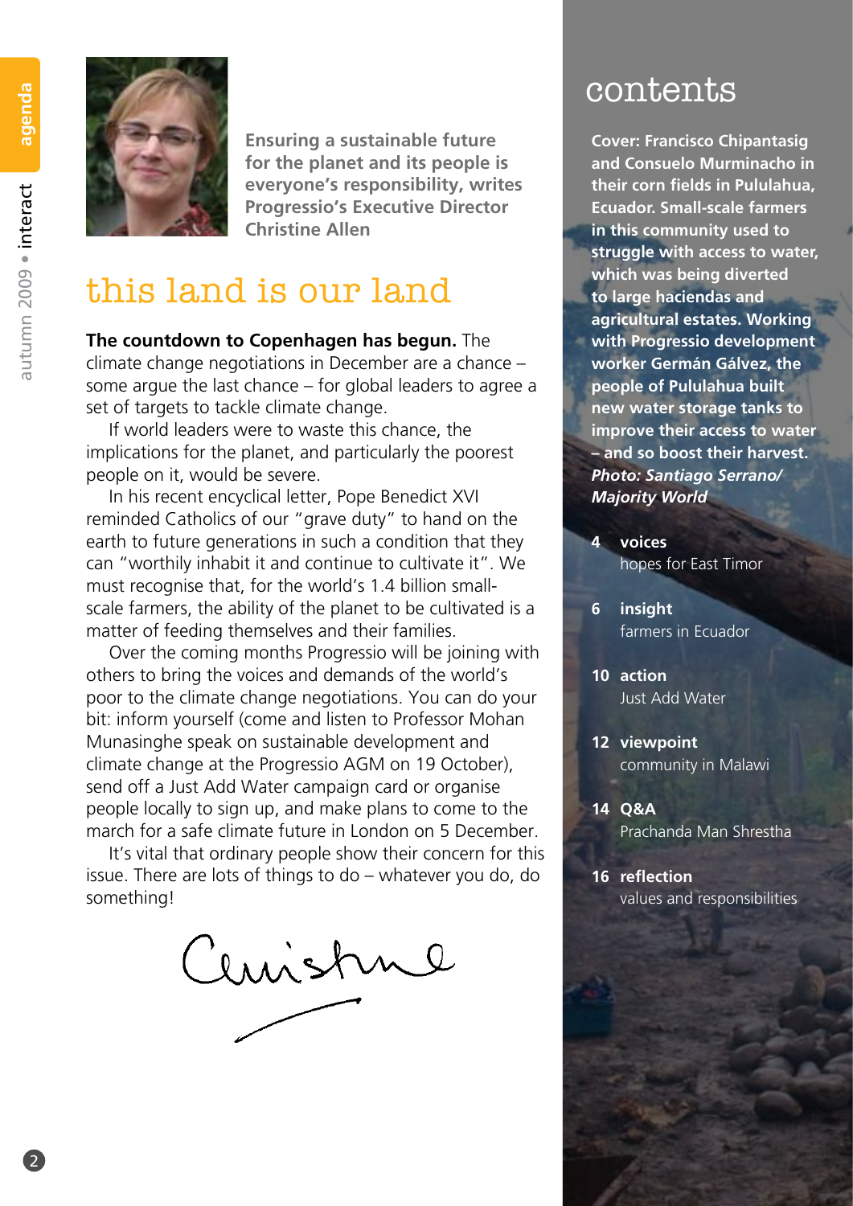Ensuring a sustainable future for the planet and its people is everyone's responsibility, writes Progressio's Executive Director Christine Allen

# this land is our land

**The countdown to Copenhagen has begun.** The climate change negotiations in December are a chance – some argue the last chance – for global leaders to agree a set of targets to tackle climate change.

If world leaders were to waste this chance, the implications for the planet, and particularly the poorest people on it, would be severe.

In his recent encyclical letter, Pope Benedict XVI reminded Catholics of our "grave duty" to hand on the earth to future generations in such a condition that they can "worthily inhabit it and continue to cultivate it". We must recognise that, for the world's 1.4 billion small-scale farmers, the ability of the planet to be cultivated is a matter of feeding themselves and their families.

Over the coming months Progressio will be joining with others to bring the voices and demands of the world's poor to the climate change negotiations. You can do your bit: inform yourself (come and listen to Professor Mohan Munasinghe speak on sustainable development and climate change at the Progressio AGM on 19 October), send off a Just Add Water campaign card or organise people locally to sign up, and make plans to come to the march for a safe climate future in London on 5 December.

It's vital that ordinary people show their concern for this issue. There are lots of things to do – whatever you do, do something!

Christine

## contents

**Cover: Francisco Chipantasig and Consuelo Murminacho in their corn fields in Pululahua, Ecuador. Small-scale farmers in this community used to struggle with access to water, which was being diverted to large haciendas and agricultural estates. Working with Progressio development worker Germán Gálvez, the people of Pululahua built new water storage tanks to improve their access to water – and so boost their harvest.** ***Photo: Santiago Serrano/ Majority World***

- **4 voices** – hopes for East Timor
- **6 insight** – farmers in Ecuador
- **10 action** – Just Add Water
- **12 viewpoint** – community in Malawi
- **14 Q&A** – Prachanda Man Shrestha
- **16 reflection** – values and responsibilities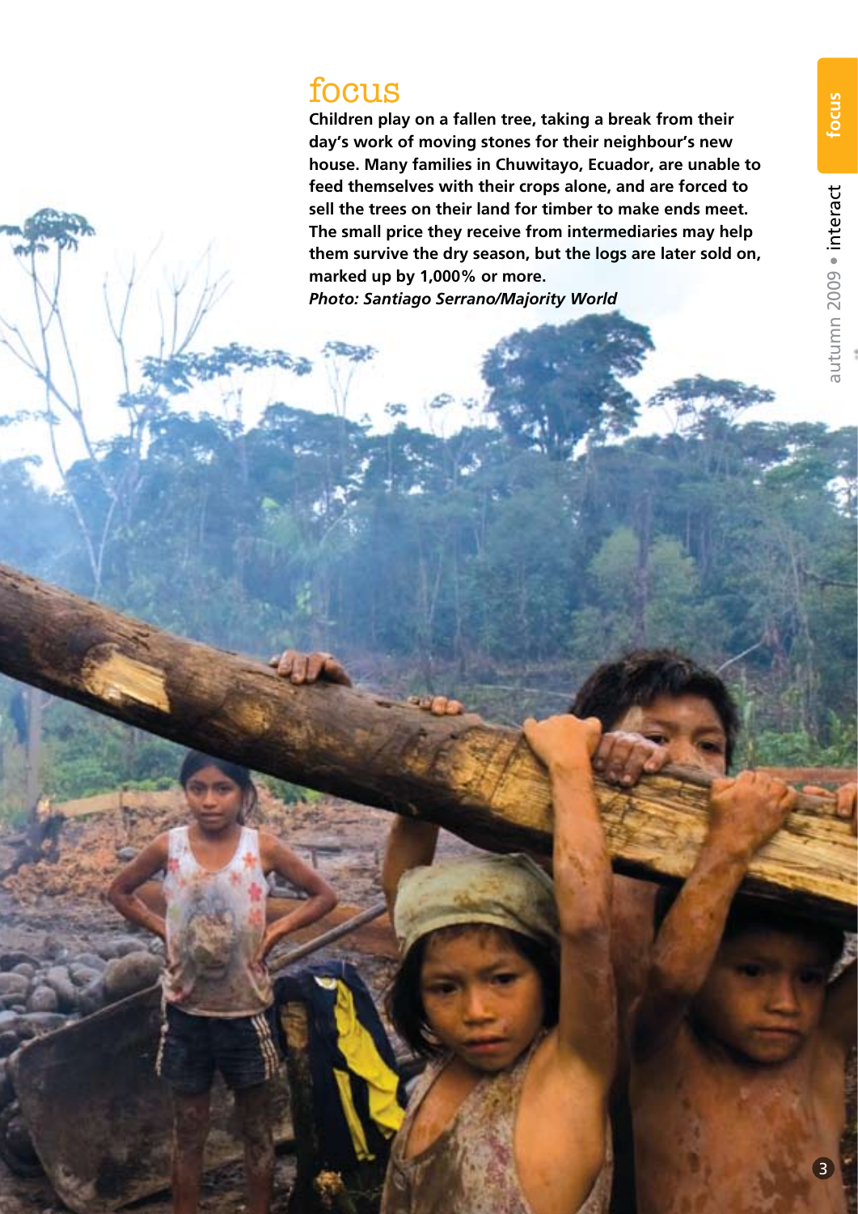# focus

**Children play on a fallen tree, taking a break from their day's work of moving stones for their neighbour's new house. Many families in Chuwitayo, Ecuador, are unable to feed themselves with their crops alone, and are forced to sell the trees on their land for timber to make ends meet. The small price they receive from intermediaries may help them survive the dry season, but the logs are later sold on, marked up by 1,000% or more.**

***Photo: Santiago Serrano/Majority World***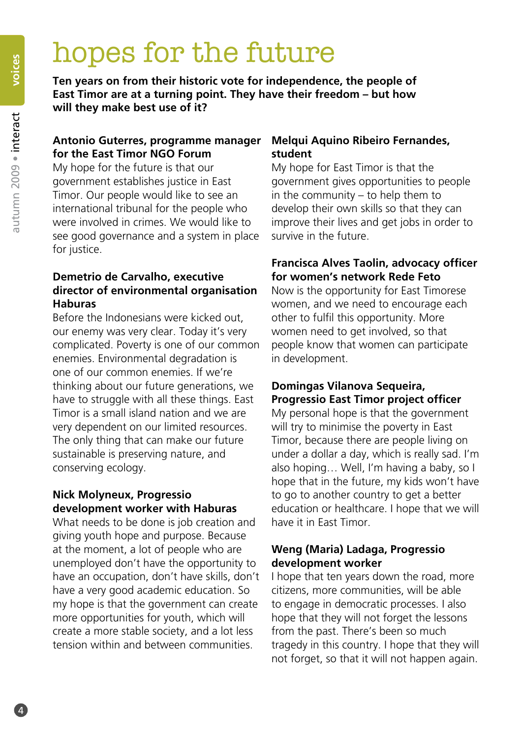# hopes for the future

**Ten years on from their historic vote for independence, the people of East Timor are at a turning point. They have their freedom – but how will they make best use of it?**

**Antonio Guterres, programme manager for the East Timor NGO Forum**
My hope for the future is that our government establishes justice in East Timor. Our people would like to see an international tribunal for the people who were involved in crimes. We would like to see good governance and a system in place for justice.

**Demetrio de Carvalho, executive director of environmental organisation Haburas**
Before the Indonesians were kicked out, our enemy was very clear. Today it's very complicated. Poverty is one of our common enemies. Environmental degradation is one of our common enemies. If we're thinking about our future generations, we have to struggle with all these things. East Timor is a small island nation and we are very dependent on our limited resources. The only thing that can make our future sustainable is preserving nature, and conserving ecology.

**Nick Molyneux, Progressio development worker with Haburas**
What needs to be done is job creation and giving youth hope and purpose. Because at the moment, a lot of people who are unemployed don't have the opportunity to have an occupation, don't have skills, don't have a very good academic education. So my hope is that the government can create more opportunities for youth, which will create a more stable society, and a lot less tension within and between communities.

**Melqui Aquino Ribeiro Fernandes, student**
My hope for East Timor is that the government gives opportunities to people in the community – to help them to develop their own skills so that they can improve their lives and get jobs in order to survive in the future.

**Francisca Alves Taolin, advocacy officer for women's network Rede Feto**
Now is the opportunity for East Timorese women, and we need to encourage each other to fulfil this opportunity. More women need to get involved, so that people know that women can participate in development.

**Domingas Vilanova Sequeira, Progressio East Timor project officer**
My personal hope is that the government will try to minimise the poverty in East Timor, because there are people living on under a dollar a day, which is really sad. I'm also hoping… Well, I'm having a baby, so I hope that in the future, my kids won't have to go to another country to get a better education or healthcare. I hope that we will have it in East Timor.

**Weng (Maria) Ladaga, Progressio development worker**
I hope that ten years down the road, more citizens, more communities, will be able to engage in democratic processes. I also hope that they will not forget the lessons from the past. There's been so much tragedy in this country. I hope that they will not forget, so that it will not happen again.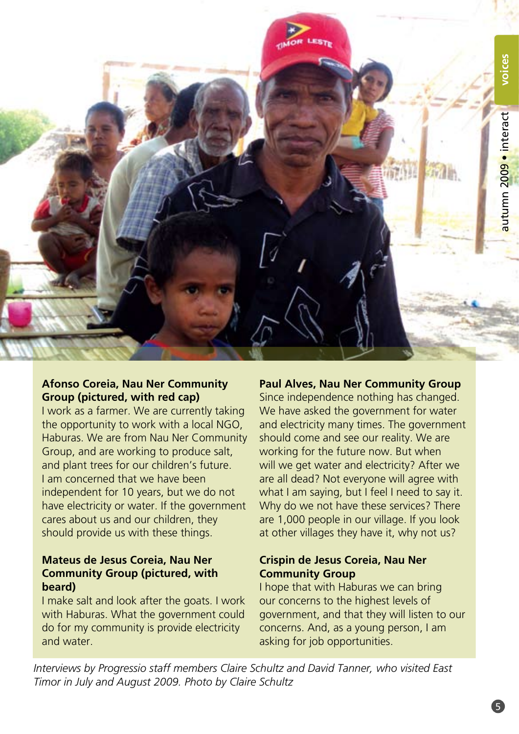**Afonso Coreia, Nau Ner Community Group (pictured, with red cap)**
I work as a farmer. We are currently taking the opportunity to work with a local NGO, Haburas. We are from Nau Ner Community Group, and are working to produce salt, and plant trees for our children's future. I am concerned that we have been independent for 10 years, but we do not have electricity or water. If the government cares about us and our children, they should provide us with these things.

**Mateus de Jesus Coreia, Nau Ner Community Group (pictured, with beard)**
I make salt and look after the goats. I work with Haburas. What the government could do for my community is provide electricity and water.

**Paul Alves, Nau Ner Community Group**
Since independence nothing has changed. We have asked the government for water and electricity many times. The government should come and see our reality. We are working for the future now. But when will we get water and electricity? After we are all dead? Not everyone will agree with what I am saying, but I feel I need to say it. Why do we not have these services? There are 1,000 people in our village. If you look at other villages they have it, why not us?

**Crispin de Jesus Coreia, Nau Ner Community Group**
I hope that with Haburas we can bring our concerns to the highest levels of government, and that they will listen to our concerns. And, as a young person, I am asking for job opportunities.

*Interviews by Progressio staff members Claire Schultz and David Tanner, who visited East Timor in July and August 2009. Photo by Claire Schultz*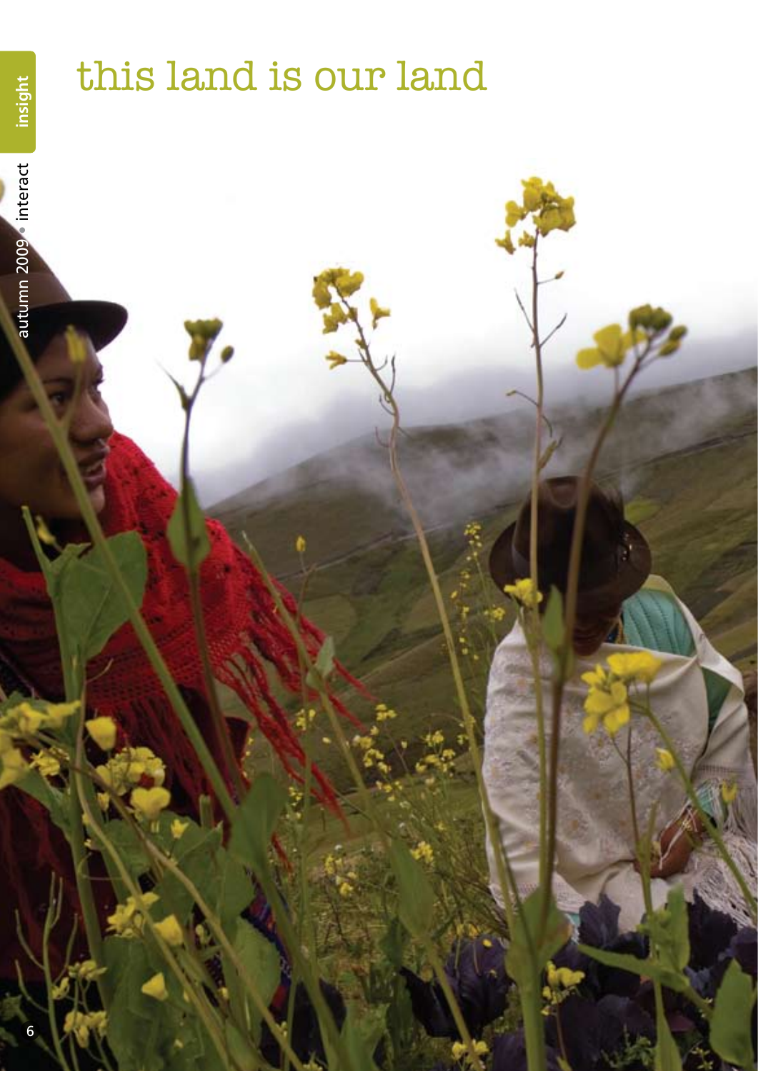# this land is our land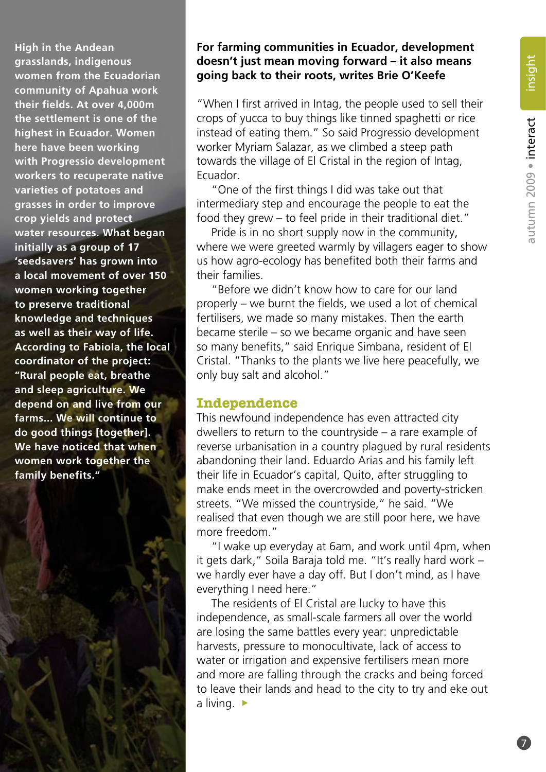High in the Andean grasslands, indigenous women from the Ecuadorian community of Apahua work their fields. At over 4,000m the settlement is one of the highest in Ecuador. Women here have been working with Progressio development workers to recuperate native varieties of potatoes and grasses in order to improve crop yields and protect water resources. What began initially as a group of 17 'seedsavers' has grown into a local movement of over 150 women working together to preserve traditional knowledge and techniques as well as their way of life. According to Fabiola, the local coordinator of the project: "Rural people eat, breathe and sleep agriculture. We depend on and live from our farms... We will continue to do good things [together]. We have noticed that when women work together the family benefits."

**For farming communities in Ecuador, development doesn't just mean moving forward – it also means going back to their roots, writes Brie O'Keefe**

"When I first arrived in Intag, the people used to sell their crops of yucca to buy things like tinned spaghetti or rice instead of eating them." So said Progressio development worker Myriam Salazar, as we climbed a steep path towards the village of El Cristal in the region of Intag, Ecuador.

"One of the first things I did was take out that intermediary step and encourage the people to eat the food they grew – to feel pride in their traditional diet."

Pride is in no short supply now in the community, where we were greeted warmly by villagers eager to show us how agro-ecology has benefited both their farms and their families.

"Before we didn't know how to care for our land properly – we burnt the fields, we used a lot of chemical fertilisers, we made so many mistakes. Then the earth became sterile – so we became organic and have seen so many benefits," said Enrique Simbana, resident of El Cristal. "Thanks to the plants we live here peacefully, we only buy salt and alcohol."

## Independence

This newfound independence has even attracted city dwellers to return to the countryside – a rare example of reverse urbanisation in a country plagued by rural residents abandoning their land. Eduardo Arias and his family left their life in Ecuador's capital, Quito, after struggling to make ends meet in the overcrowded and poverty-stricken streets. "We missed the countryside," he said. "We realised that even though we are still poor here, we have more freedom."

"I wake up everyday at 6am, and work until 4pm, when it gets dark," Soila Baraja told me. "It's really hard work – we hardly ever have a day off. But I don't mind, as I have everything I need here."

The residents of El Cristal are lucky to have this independence, as small-scale farmers all over the world are losing the same battles every year: unpredictable harvests, pressure to monocultivate, lack of access to water or irrigation and expensive fertilisers mean more and more are falling through the cracks and being forced to leave their lands and head to the city to try and eke out a living. ▸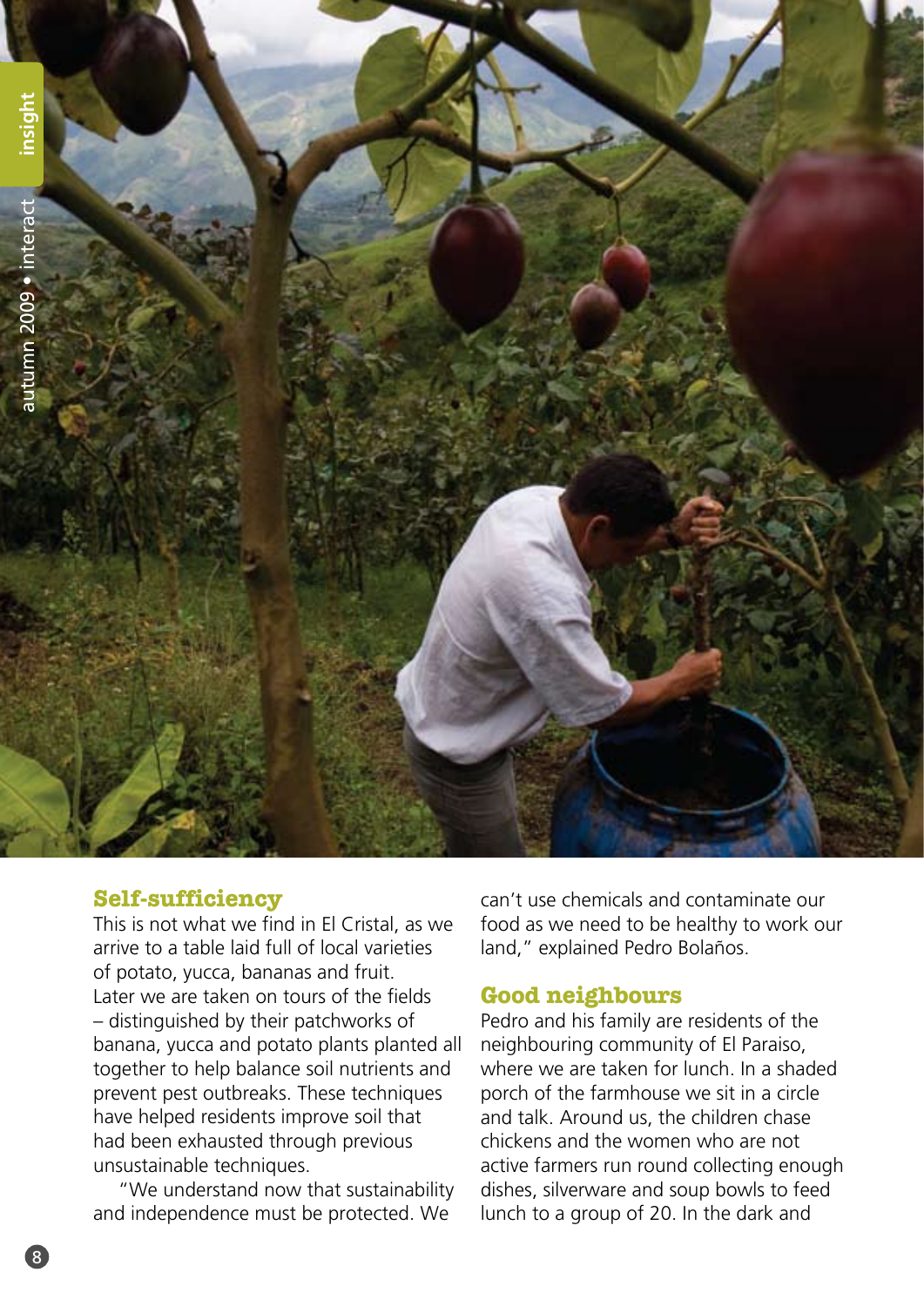## Self-sufficiency

This is not what we find in El Cristal, as we arrive to a table laid full of local varieties of potato, yucca, bananas and fruit. Later we are taken on tours of the fields – distinguished by their patchworks of banana, yucca and potato plants planted all together to help balance soil nutrients and prevent pest outbreaks. These techniques have helped residents improve soil that had been exhausted through previous unsustainable techniques.

"We understand now that sustainability and independence must be protected. We can't use chemicals and contaminate our food as we need to be healthy to work our land," explained Pedro Bolaños.

## Good neighbours

Pedro and his family are residents of the neighbouring community of El Paraiso, where we are taken for lunch. In a shaded porch of the farmhouse we sit in a circle and talk. Around us, the children chase chickens and the women who are not active farmers run round collecting enough dishes, silverware and soup bowls to feed lunch to a group of 20. In the dark and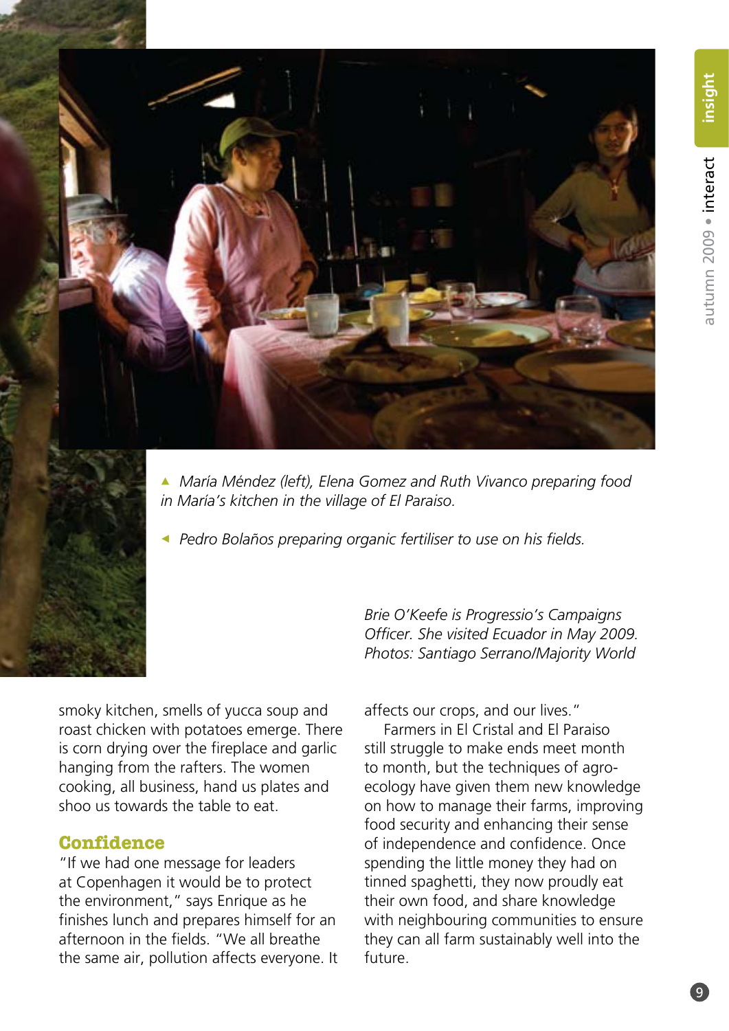▲ *María Méndez (left), Elena Gomez and Ruth Vivanco preparing food in María's kitchen in the village of El Paraiso.*

◄ *Pedro Bolaños preparing organic fertiliser to use on his fields.*

*Brie O'Keefe is Progressio's Campaigns Officer. She visited Ecuador in May 2009. Photos: Santiago Serrano/Majority World*

smoky kitchen, smells of yucca soup and roast chicken with potatoes emerge. There is corn drying over the fireplace and garlic hanging from the rafters. The women cooking, all business, hand us plates and shoo us towards the table to eat.

## Confidence

"If we had one message for leaders at Copenhagen it would be to protect the environment," says Enrique as he finishes lunch and prepares himself for an afternoon in the fields. "We all breathe the same air, pollution affects everyone. It affects our crops, and our lives."

Farmers in El Cristal and El Paraiso still struggle to make ends meet month to month, but the techniques of agro-ecology have given them new knowledge on how to manage their farms, improving food security and enhancing their sense of independence and confidence. Once spending the little money they had on tinned spaghetti, they now proudly eat their own food, and share knowledge with neighbouring communities to ensure they can all farm sustainably well into the future.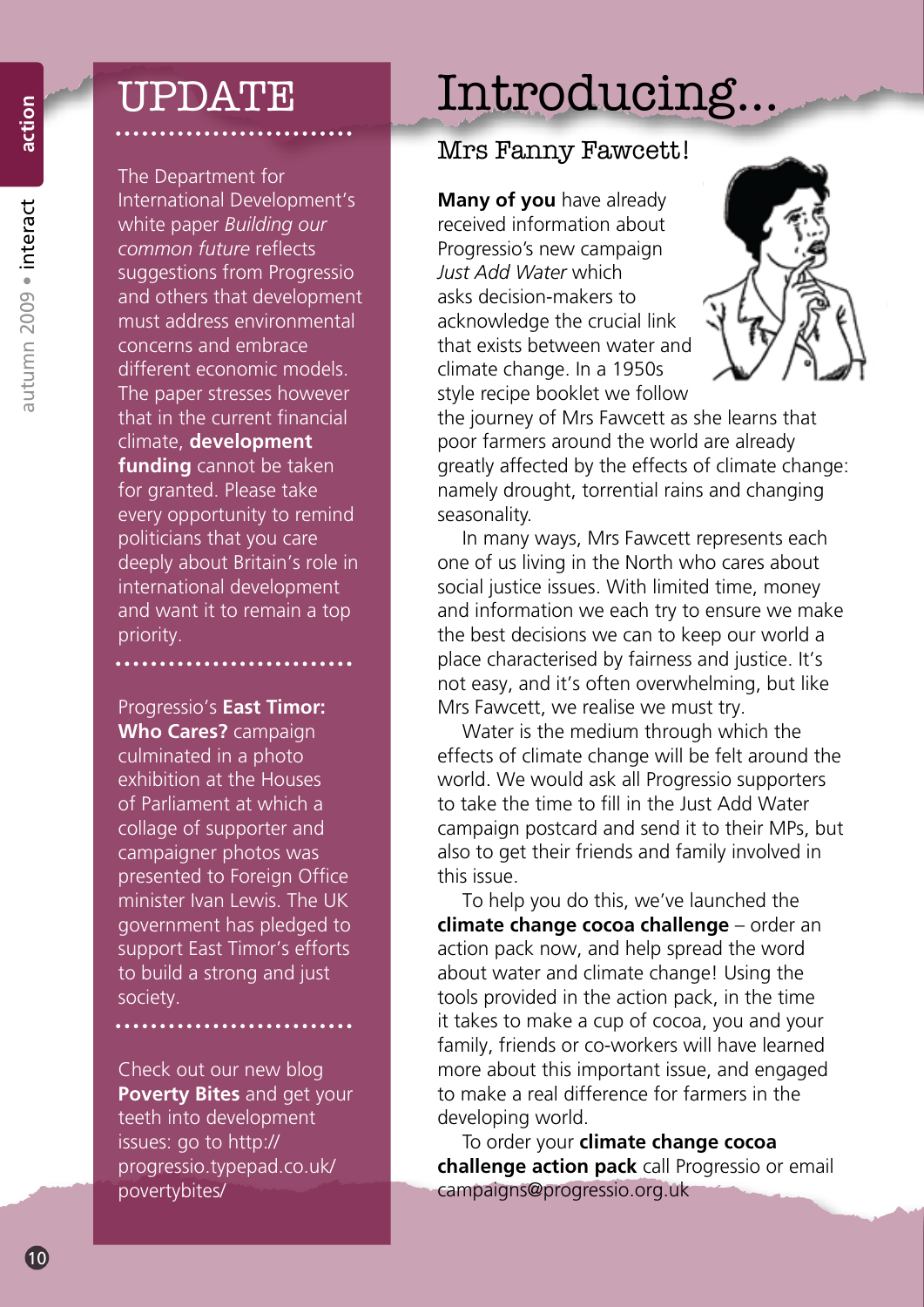## UPDATE

The Department for International Development's white paper *Building our common future* reflects suggestions from Progressio and others that development must address environmental concerns and embrace different economic models. The paper stresses however that in the current financial climate, **development funding** cannot be taken for granted. Please take every opportunity to remind politicians that you care deeply about Britain's role in international development and want it to remain a top priority.

Progressio's **East Timor: Who Cares?** campaign culminated in a photo exhibition at the Houses of Parliament at which a collage of supporter and campaigner photos was presented to Foreign Office minister Ivan Lewis. The UK government has pledged to support East Timor's efforts to build a strong and just society.

Check out our new blog **Poverty Bites** and get your teeth into development issues: go to http://progressio.typepad.co.uk/povertybites/

# Introducing...

## Mrs Fanny Fawcett!

**Many of you** have already received information about Progressio's new campaign *Just Add Water* which asks decision-makers to acknowledge the crucial link that exists between water and climate change. In a 1950s style recipe booklet we follow the journey of Mrs Fawcett as she learns that poor farmers around the world are already greatly affected by the effects of climate change: namely drought, torrential rains and changing seasonality.

In many ways, Mrs Fawcett represents each one of us living in the North who cares about social justice issues. With limited time, money and information we each try to ensure we make the best decisions we can to keep our world a place characterised by fairness and justice. It's not easy, and it's often overwhelming, but like Mrs Fawcett, we realise we must try.

Water is the medium through which the effects of climate change will be felt around the world. We would ask all Progressio supporters to take the time to fill in the Just Add Water campaign postcard and send it to their MPs, but also to get their friends and family involved in this issue.

To help you do this, we've launched the **climate change cocoa challenge** – order an action pack now, and help spread the word about water and climate change! Using the tools provided in the action pack, in the time it takes to make a cup of cocoa, you and your family, friends or co-workers will have learned more about this important issue, and engaged to make a real difference for farmers in the developing world.

To order your **climate change cocoa challenge action pack** call Progressio or email campaigns@progressio.org.uk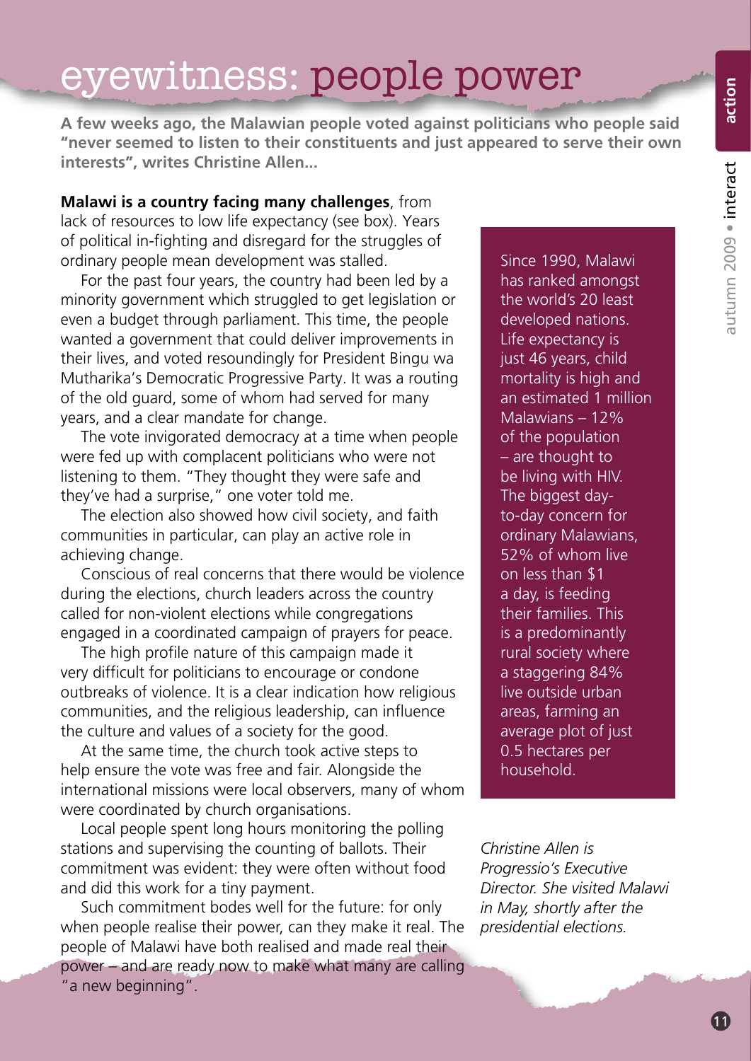# eyewitness: people power

**A few weeks ago, the Malawian people voted against politicians who people said "never seemed to listen to their constituents and just appeared to serve their own interests", writes Christine Allen...**

**Malawi is a country facing many challenges**, from lack of resources to low life expectancy (see box). Years of political in-fighting and disregard for the struggles of ordinary people mean development was stalled.

For the past four years, the country had been led by a minority government which struggled to get legislation or even a budget through parliament. This time, the people wanted a government that could deliver improvements in their lives, and voted resoundingly for President Bingu wa Mutharika's Democratic Progressive Party. It was a routing of the old guard, some of whom had served for many years, and a clear mandate for change.

The vote invigorated democracy at a time when people were fed up with complacent politicians who were not listening to them. "They thought they were safe and they've had a surprise," one voter told me.

The election also showed how civil society, and faith communities in particular, can play an active role in achieving change.

Conscious of real concerns that there would be violence during the elections, church leaders across the country called for non-violent elections while congregations engaged in a coordinated campaign of prayers for peace.

The high profile nature of this campaign made it very difficult for politicians to encourage or condone outbreaks of violence. It is a clear indication how religious communities, and the religious leadership, can influence the culture and values of a society for the good.

At the same time, the church took active steps to help ensure the vote was free and fair. Alongside the international missions were local observers, many of whom were coordinated by church organisations.

Local people spent long hours monitoring the polling stations and supervising the counting of ballots. Their commitment was evident: they were often without food and did this work for a tiny payment.

Such commitment bodes well for the future: for only when people realise their power, can they make it real. The people of Malawi have both realised and made real their power – and are ready now to make what many are calling "a new beginning".

> Since 1990, Malawi has ranked amongst the world's 20 least developed nations. Life expectancy is just 46 years, child mortality is high and an estimated 1 million Malawians – 12% of the population – are thought to be living with HIV. The biggest day-to-day concern for ordinary Malawians, 52% of whom live on less than $1 a day, is feeding their families. This is a predominantly rural society where a staggering 84% live outside urban areas, farming an average plot of just 0.5 hectares per household.

*Christine Allen is Progressio's Executive Director. She visited Malawi in May, shortly after the presidential elections.*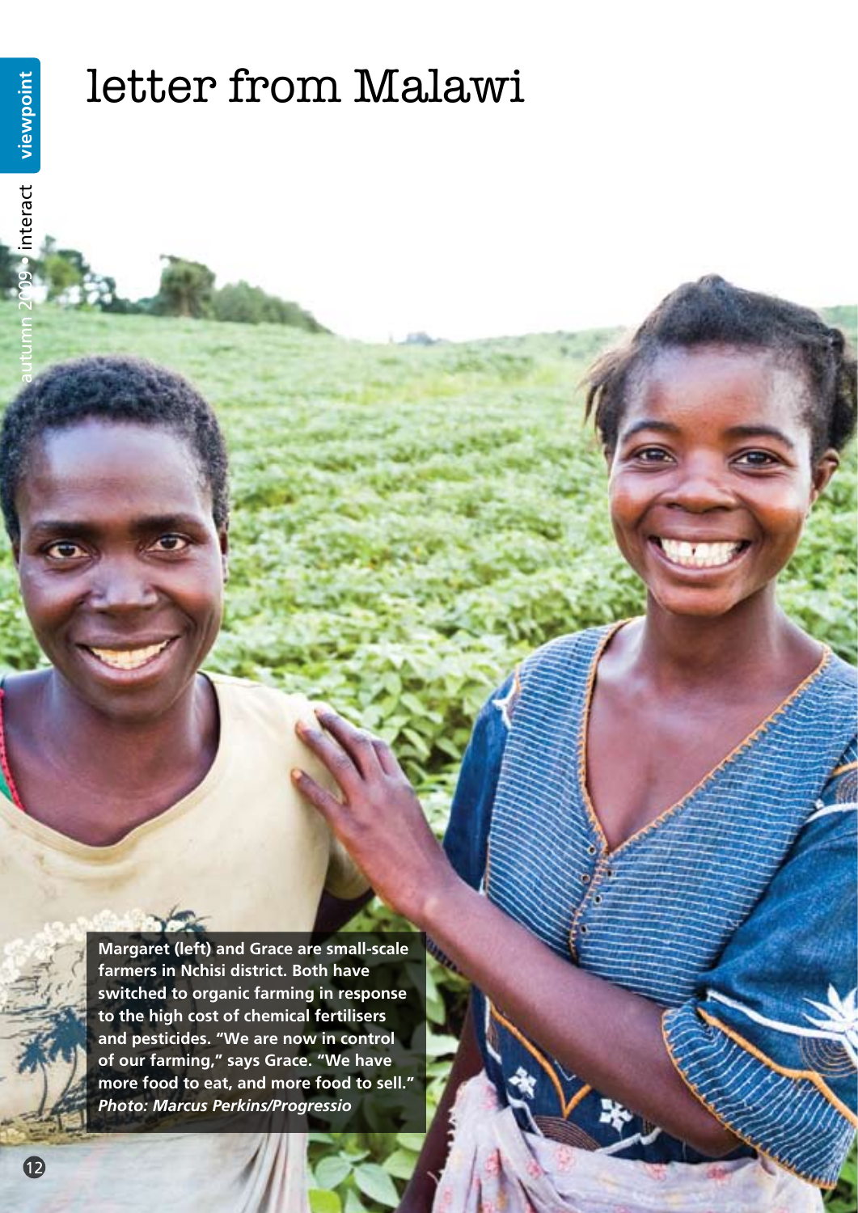# letter from Malawi

**Margaret (left) and Grace are small-scale farmers in Nchisi district. Both have switched to organic farming in response to the high cost of chemical fertilisers and pesticides. "We are now in control of our farming," says Grace. "We have more food to eat, and more food to sell."** ***Photo: Marcus Perkins/Progressio***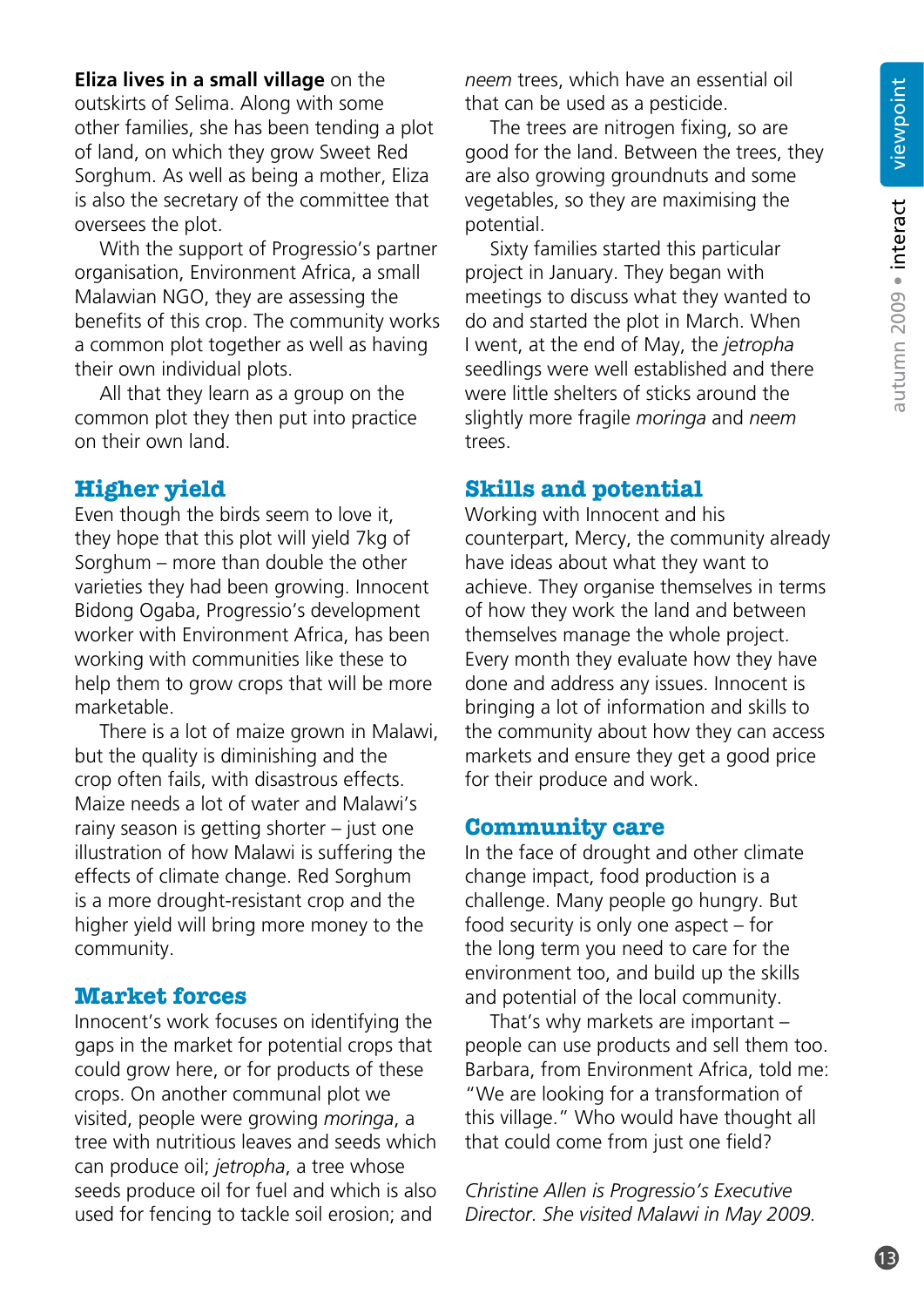**Eliza lives in a small village** on the outskirts of Selima. Along with some other families, she has been tending a plot of land, on which they grow Sweet Red Sorghum. As well as being a mother, Eliza is also the secretary of the committee that oversees the plot.

With the support of Progressio's partner organisation, Environment Africa, a small Malawian NGO, they are assessing the benefits of this crop. The community works a common plot together as well as having their own individual plots.

All that they learn as a group on the common plot they then put into practice on their own land.

## Higher yield

Even though the birds seem to love it, they hope that this plot will yield 7kg of Sorghum – more than double the other varieties they had been growing. Innocent Bidong Ogaba, Progressio's development worker with Environment Africa, has been working with communities like these to help them to grow crops that will be more marketable.

There is a lot of maize grown in Malawi, but the quality is diminishing and the crop often fails, with disastrous effects. Maize needs a lot of water and Malawi's rainy season is getting shorter – just one illustration of how Malawi is suffering the effects of climate change. Red Sorghum is a more drought-resistant crop and the higher yield will bring more money to the community.

## Market forces

Innocent's work focuses on identifying the gaps in the market for potential crops that could grow here, or for products of these crops. On another communal plot we visited, people were growing *moringa*, a tree with nutritious leaves and seeds which can produce oil; *jetropha*, a tree whose seeds produce oil for fuel and which is also used for fencing to tackle soil erosion; and *neem* trees, which have an essential oil that can be used as a pesticide.

The trees are nitrogen fixing, so are good for the land. Between the trees, they are also growing groundnuts and some vegetables, so they are maximising the potential.

Sixty families started this particular project in January. They began with meetings to discuss what they wanted to do and started the plot in March. When I went, at the end of May, the *jetropha* seedlings were well established and there were little shelters of sticks around the slightly more fragile *moringa* and *neem* trees.

## Skills and potential

Working with Innocent and his counterpart, Mercy, the community already have ideas about what they want to achieve. They organise themselves in terms of how they work the land and between themselves manage the whole project. Every month they evaluate how they have done and address any issues. Innocent is bringing a lot of information and skills to the community about how they can access markets and ensure they get a good price for their produce and work.

## Community care

In the face of drought and other climate change impact, food production is a challenge. Many people go hungry. But food security is only one aspect – for the long term you need to care for the environment too, and build up the skills and potential of the local community.

That's why markets are important – people can use products and sell them too. Barbara, from Environment Africa, told me: "We are looking for a transformation of this village." Who would have thought all that could come from just one field?

*Christine Allen is Progressio's Executive Director. She visited Malawi in May 2009.*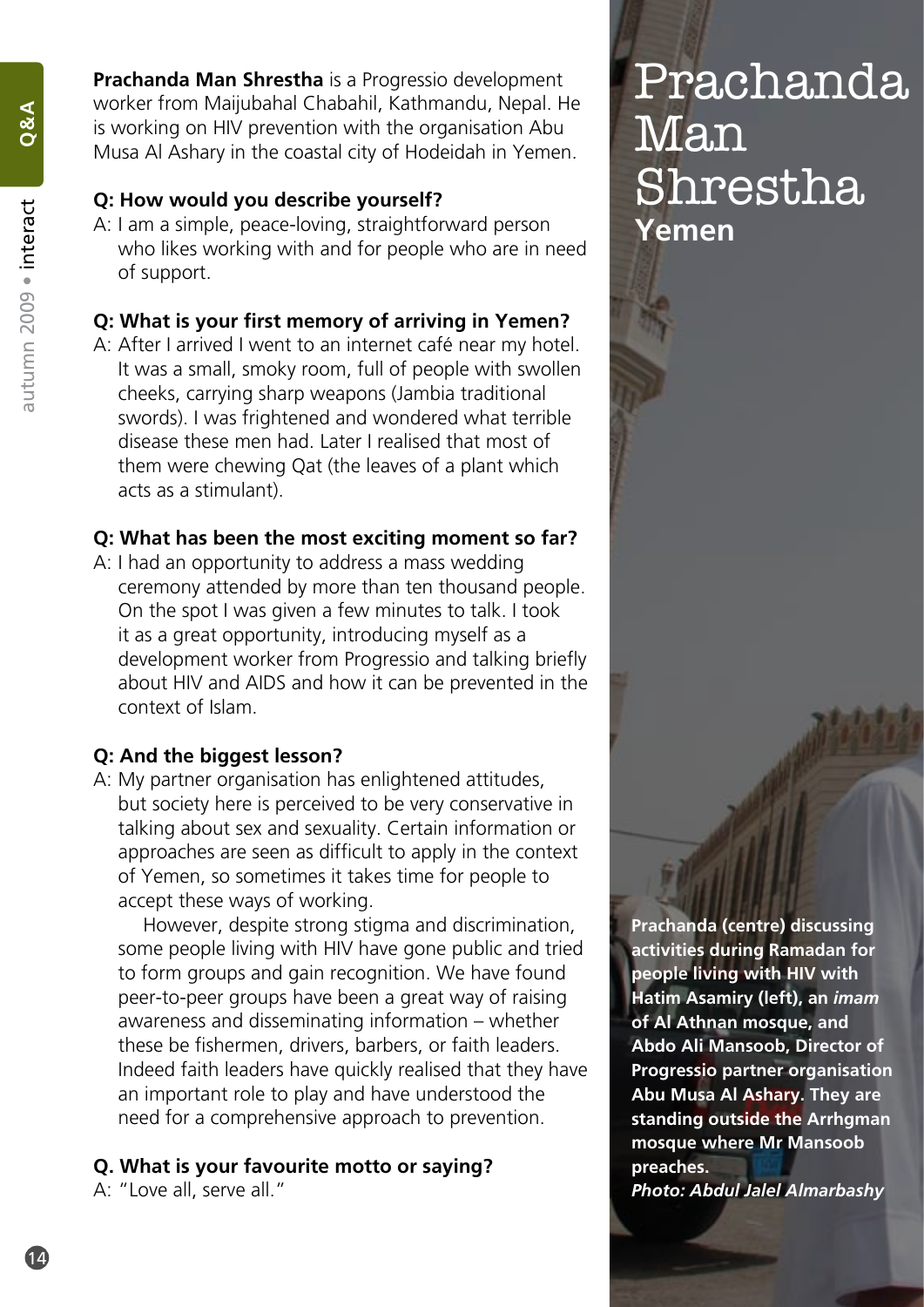# Prachanda Man Shrestha

## Yemen

**Prachanda Man Shrestha** is a Progressio development worker from Maijubahal Chabahil, Kathmandu, Nepal. He is working on HIV prevention with the organisation Abu Musa Al Ashary in the coastal city of Hodeidah in Yemen.

**Q: How would you describe yourself?**

A: I am a simple, peace-loving, straightforward person who likes working with and for people who are in need of support.

**Q: What is your first memory of arriving in Yemen?**

A: After I arrived I went to an internet café near my hotel. It was a small, smoky room, full of people with swollen cheeks, carrying sharp weapons (Jambia traditional swords). I was frightened and wondered what terrible disease these men had. Later I realised that most of them were chewing Qat (the leaves of a plant which acts as a stimulant).

**Q: What has been the most exciting moment so far?**

A: I had an opportunity to address a mass wedding ceremony attended by more than ten thousand people. On the spot I was given a few minutes to talk. I took it as a great opportunity, introducing myself as a development worker from Progressio and talking briefly about HIV and AIDS and how it can be prevented in the context of Islam.

**Q: And the biggest lesson?**

A: My partner organisation has enlightened attitudes, but society here is perceived to be very conservative in talking about sex and sexuality. Certain information or approaches are seen as difficult to apply in the context of Yemen, so sometimes it takes time for people to accept these ways of working.

However, despite strong stigma and discrimination, some people living with HIV have gone public and tried to form groups and gain recognition. We have found peer-to-peer groups have been a great way of raising awareness and disseminating information – whether these be fishermen, drivers, barbers, or faith leaders. Indeed faith leaders have quickly realised that they have an important role to play and have understood the need for a comprehensive approach to prevention.

**Q. What is your favourite motto or saying?**

A: "Love all, serve all."

**Prachanda (centre) discussing activities during Ramadan for people living with HIV with Hatim Asamiry (left), an *imam* of Al Athnan mosque, and Abdo Ali Mansoob, Director of Progressio partner organisation Abu Musa Al Ashary. They are standing outside the Arrhgman mosque where Mr Mansoob preaches.**
***Photo: Abdul Jalel Almarbashy***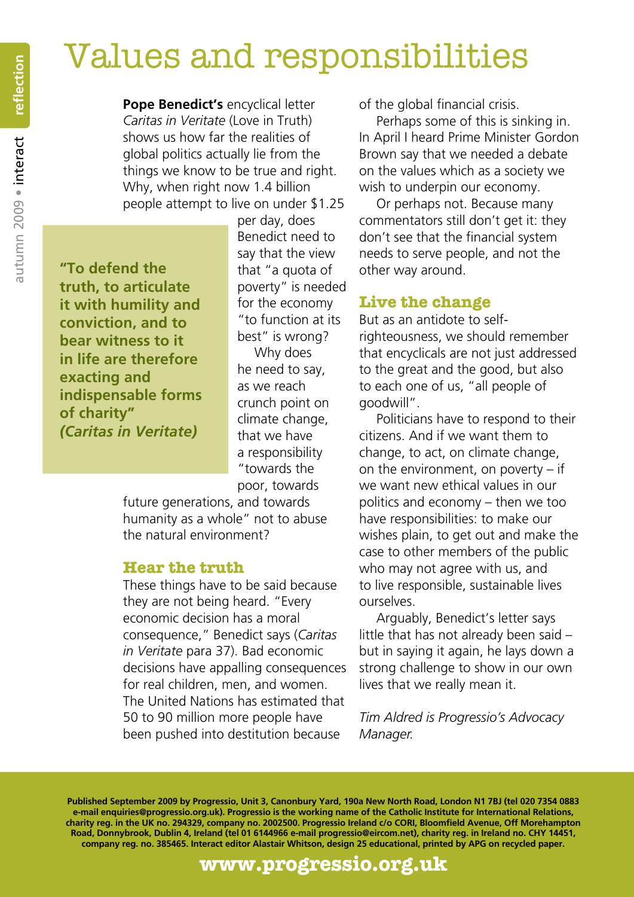# Values and responsibilities

**Pope Benedict's** encyclical letter *Caritas in Veritate* (Love in Truth) shows us how far the realities of global politics actually lie from the things we know to be true and right. Why, when right now 1.4 billion people attempt to live on under $1.25 per day, does Benedict need to say that the view that "a quota of poverty" is needed for the economy "to function at its best" is wrong?

Why does he need to say, as we reach crunch point on climate change, that we have a responsibility "towards the poor, towards future generations, and towards humanity as a whole" not to abuse the natural environment?

> **"To defend the truth, to articulate it with humility and conviction, and to bear witness to it in life are therefore exacting and indispensable forms of charity" *(Caritas in Veritate)***

## Hear the truth

These things have to be said because they are not being heard. "Every economic decision has a moral consequence," Benedict says (*Caritas in Veritate* para 37). Bad economic decisions have appalling consequences for real children, men, and women. The United Nations has estimated that 50 to 90 million more people have been pushed into destitution because of the global financial crisis.

Perhaps some of this is sinking in. In April I heard Prime Minister Gordon Brown say that we needed a debate on the values which as a society we wish to underpin our economy.

Or perhaps not. Because many commentators still don't get it: they don't see that the financial system needs to serve people, and not the other way around.

## Live the change

But as an antidote to self-righteousness, we should remember that encyclicals are not just addressed to the great and the good, but also to each one of us, "all people of goodwill".

Politicians have to respond to their citizens. And if we want them to change, to act, on climate change, on the environment, on poverty – if we want new ethical values in our politics and economy – then we too have responsibilities: to make our wishes plain, to get out and make the case to other members of the public who may not agree with us, and to live responsible, sustainable lives ourselves.

Arguably, Benedict's letter says little that has not already been said – but in saying it again, he lays down a strong challenge to show in our own lives that we really mean it.

*Tim Aldred is Progressio's Advocacy Manager.*

**Published September 2009 by Progressio, Unit 3, Canonbury Yard, 190a New North Road, London N1 7BJ (tel 020 7354 0883 e-mail enquiries@progressio.org.uk). Progressio is the working name of the Catholic Institute for International Relations, charity reg. in the UK no. 294329, company no. 2002500. Progressio Ireland c/o CORI, Bloomfield Avenue, Off Morehampton Road, Donnybrook, Dublin 4, Ireland (tel 01 6144966 e-mail progressio@eircom.net), charity reg. in Ireland no. CHY 14451, company reg. no. 385465. Interact editor Alastair Whitson, design 25 educational, printed by APG on recycled paper.**

**www.progressio.org.uk**